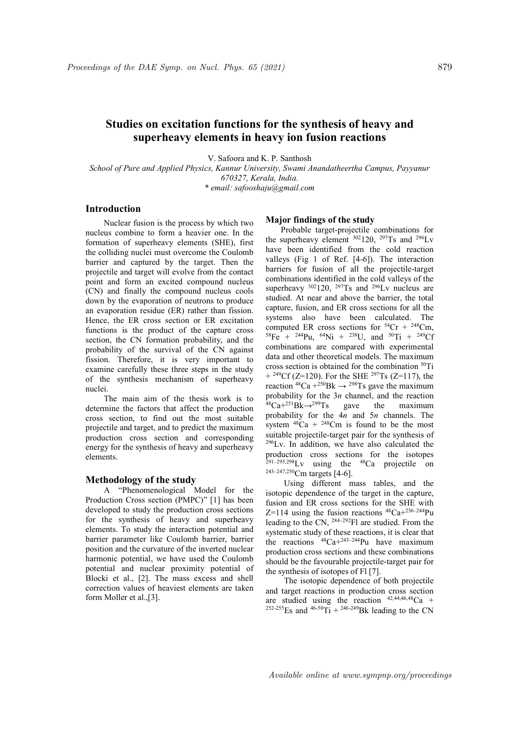# Studies on excitation functions for the synthesis of heavy and superheavy elements in heavy ion fusion reactions

V. Safoora and K. P. Santhosh

*School of Pure and Applied Physics, Kannur University, Swami Anandatheertha Campus, Payyanur 670327, Kerala, India.*

*\* email: safooshaju@gmail.com*

## Introduction

Nuclear fusion is the process by which two nucleus combine to form a heavier one. In the formation of superheavy elements (SHE), first the colliding nuclei must overcome the Coulomb barrier and captured by the target. Then the projectile and target will evolve from the contact point and form an excited compound nucleus (CN) and finally the compound nucleus cools down by the evaporation of neutrons to produce an evaporation residue (ER) rather than fission. Hence, the ER cross section or ER excitation functions is the product of the capture cross section, the CN formation probability, and the probability of the survival of the CN against fission. Therefore, it is very important to examine carefully these three steps in the study of the synthesis mechanism of superheavy nuclei.

The main aim of the thesis work is to determine the factors that affect the production cross section, to find out the most suitable projectile and target, and to predict the maximum production cross section and corresponding energy for the synthesis of heavy and superheavy elements.

## Methodology of the study

A "Phenomenological Model for the Production Cross section (PMPC)" [1] has been developed to study the production cross sections for the synthesis of heavy and superheavy elements. To study the interaction potential and barrier parameter like Coulomb barrier, barrier position and the curvature of the inverted nuclear harmonic potential, we have used the Coulomb potential and nuclear proximity potential of Blocki et al., [2]. The mass excess and shell correction values of heaviest elements are taken form Moller et al.,[3].

## Major findings of the study

Probable target-projectile combinations for the superheavy element $^{302}$120, $^{297}$Ts and $^{296}$Lv have been identified from the cold reaction valleys (Fig 1 of Ref. [4-6]). The interaction barriers for fusion of all the projectile-target combinations identified in the cold valleys of the superheavy $^{302}$120, $^{297}$Ts and $^{296}$Lv nucleus are studied. At near and above the barrier, the total capture, fusion, and ER cross sections for all the systems also have been calculated. The computed ER cross sections for $^{54}$Cr + $^{248}$Cm, $^{58}$Fe + $^{244}$Pu, $^{64}$Ni + $^{238}$U, and $^{50}$Ti + $^{249}$Cf combinations are compared with experimental data and other theoretical models. The maximum cross section is obtained for the combination $^{50}$Ti + $^{249}$Cf (Z=120). For the SHE $^{297}$Ts (Z=117), the reaction $^{48}$Ca +$^{250}$Bk $\rightarrow$ $^{298}$Ts gave the maximum probability for the 3*n* channel, and the reaction $^{48}$Ca+$^{251}$Bk$\rightarrow$$^{299}$Ts gave the maximum probability for the 4*n* and 5*n* channels. The system $^{48}$Ca + $^{248}$Cm is found to be the most suitable projectile-target pair for the synthesis of $^{296}$Lv. In addition, we have also calculated the production cross sections for the isotopes $^{291–295,298}$Lv using the $^{48}$Ca projectile on $^{243–247,250}$Cm targets [4-6].

Using different mass tables, and the isotopic dependence of the target in the capture, fusion and ER cross sections for the SHE with Z=114 using the fusion reactions $^{48}$Ca+$^{236–244}$Pu leading to the CN, $^{284–292}$Fl are studied. From the systematic study of these reactions, it is clear that the reactions $^{48}$Ca+$^{243–244}$Pu have maximum production cross sections and these combinations should be the favourable projectile-target pair for the synthesis of isotopes of Fl [7].

The isotopic dependence of both projectile and target reactions in production cross section are studied using the reaction $^{42,44,46,48}$Ca + $^{252-255}$Es and $^{46-50}$Ti + $^{246-249}$Bk leading to the CN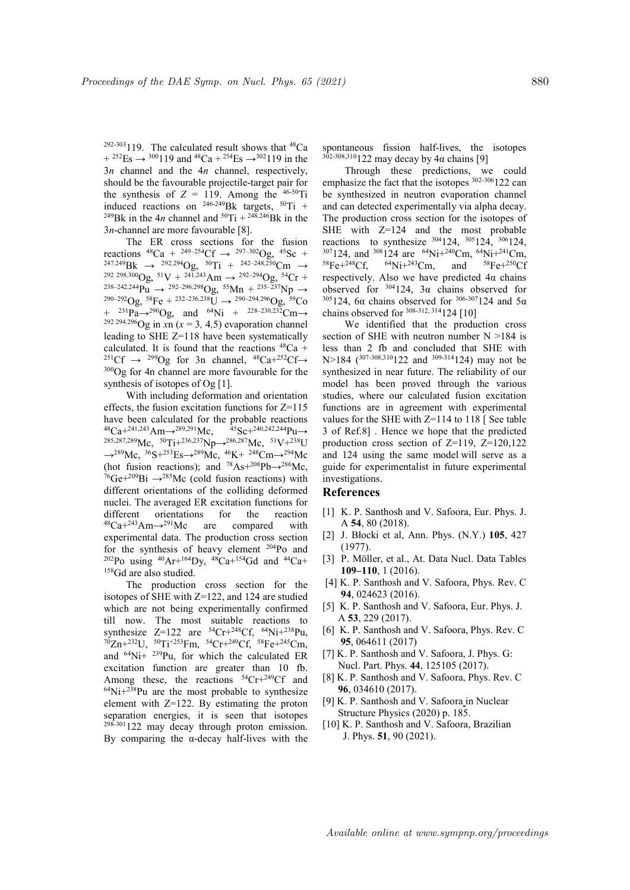$^{292-303}$119. The calculated result shows that $^{48}$Ca + $^{252}$Es → $^{300}$119 and $^{48}$Ca + $^{254}$Es → $^{302}$119 in the 3*n* channel and the 4*n* channel, respectively, should be the favourable projectile-target pair for the synthesis of *Z* = 119. Among the $^{46-50}$Ti induced reactions on $^{246-249}$Bk targets, $^{50}$Ti + $^{249}$Bk in the 4*n* channel and $^{50}$Ti + $^{248,246}$Bk in the 3*n*-channel are more favourable [8].

The ER cross sections for the fusion reactions $^{48}$Ca + $^{249-254}$Cf → $^{297-302}$Og, $^{45}$Sc + $^{247,249}$Bk → $^{292,294}$Og, $^{50}$Ti + $^{242-248,250}$Cm → $^{292\ 298,300}$Og, $^{51}$V + $^{241,243}$Am → $^{292-294}$Og, $^{54}$Cr + $^{238-242,244}$Pu → $^{292-296,298}$Og, $^{55}$Mn + $^{235-237}$Np → $^{290-292}$Og, $^{58}$Fe + $^{232-236,238}$U → $^{290-294,296}$Og, $^{59}$Co + $^{231}$Pa→$^{290}$Og, and $^{64}$Ni + $^{228-230,232}$Cm→ $^{292\ 294,296}$Og in *xn* (*x* = 3, 4,5) evaporation channel leading to SHE Z=118 have been systematically calculated. It is found that the reactions $^{48}$Ca + $^{251}$Cf → $^{299}$Og for 3n channel, $^{48}$Ca+$^{252}$Cf→ $^{300}$Og for 4n channel are more favourable for the synthesis of isotopes of Og [1].

With including deformation and orientation effects, the fusion excitation functions for Z=115 have been calculated for the probable reactions $^{48}$Ca+$^{241,243}$Am→$^{289,291}$Mc, $^{45}$Sc+$^{240,242,244}$Pu→ $^{285,287,289}$Mc, $^{50}$Ti+$^{236,237}$Np→$^{286,287}$Mc, $^{51}$V+$^{238}$U →$^{289}$Mc, $^{36}$S+$^{253}$Es→$^{289}$Mc, $^{46}$K+ $^{248}$Cm→$^{294}$Mc (hot fusion reactions); and $^{78}$As+$^{208}$Pb→$^{286}$Mc, $^{76}$Ge+$^{209}$Bi →$^{285}$Mc (cold fusion reactions) with different orientations of the colliding deformed nuclei. The averaged ER excitation functions for different orientations for the reaction $^{48}$Ca+$^{243}$Am→$^{291}$Mc are compared with experimental data. The production cross section for the synthesis of heavy element $^{204}$Po and $^{202}$Po using $^{40}$Ar+$^{164}$Dy, $^{48}$Ca+$^{154}$Gd and $^{44}$Ca+ $^{158}$Gd are also studied.

The production cross section for the isotopes of SHE with Z=122, and 124 are studied which are not being experimentally confirmed till now. The most suitable reactions to synthesize Z=122 are $^{54}$Cr+$^{248}$Cf, $^{64}$Ni+$^{238}$Pu, $^{70}$Zn+$^{232}$U, $^{50}$Ti+$^{253}$Fm, $^{54}$Cr+$^{249}$Cf, $^{58}$Fe+$^{245}$Cm, and $^{64}$Ni+ $^{239}$Pu, for which the calculated ER excitation function are greater than 10 fb. Among these, the reactions $^{54}$Cr+$^{249}$Cf and $^{64}$Ni+$^{238}$Pu are the most probable to synthesize element with Z=122. By estimating the proton separation energies, it is seen that isotopes $^{298-301}$122 may decay through proton emission. By comparing the α-decay half-lives with the spontaneous fission half-lives, the isotopes $^{302-308,310}$122 may decay by 4α chains [9]

Through these predictions, we could emphasize the fact that the isotopes $^{302-306}$122 can be synthesized in neutron evaporation channel and can detected experimentally via alpha decay. The production cross section for the isotopes of SHE with Z=124 and the most probable reactions to synthesize $^{304}$124, $^{305}$124, $^{306}$124, $^{307}$124, and $^{308}$124 are $^{64}$Ni+$^{240}$Cm, $^{64}$Ni+$^{241}$Cm, $^{58}$Fe+$^{248}$Cf, $^{64}$Ni+$^{243}$Cm, and $^{58}$Fe+$^{250}$Cf respectively. Also we have predicted 4α chains observed for $^{304}$124, 3α chains observed for $^{305}$124, 6α chains observed for $^{306-307}$124 and 5α chains observed for $^{308-312,\ 314}$124 [10]

We identified that the production cross section of SHE with neutron number N >184 is less than 2 fb and concluded that SHE with N>184 ($^{307-308,310}$122 and $^{309-314}$124) may not be synthesized in near future. The reliability of our model has been proved through the various studies, where our calculated fusion excitation functions are in agreement with experimental values for the SHE with Z=114 to 118 [ See table 3 of Ref.8] . Hence we hope that the predicted production cross section of Z=119, Z=120,122 and 124 using the same model will serve as a guide for experimentalist in future experimental investigations.

## References

[1] K. P. Santhosh and V. Safoora, Eur. Phys. J. A **54**, 80 (2018).

[2] J. Błocki et al, Ann. Phys. (N.Y.) **105**, 427 (1977).

[3] P. Möller, et al., At. Data Nucl. Data Tables **109–110**, 1 (2016).

[4] K. P. Santhosh and V. Safoora, Phys. Rev. C **94**, 024623 (2016).

[5] K. P. Santhosh and V. Safoora, Eur. Phys. J. A **53**, 229 (2017).

[6] K. P. Santhosh and V. Safoora, Phys. Rev. C **95**, 064611 (2017)

[7] K. P. Santhosh and V. Safoora, J. Phys. G: Nucl. Part. Phys. **44**, 125105 (2017).

[8] K. P. Santhosh and V. Safoora, Phys. Rev. C **96**, 034610 (2017).

[9] K. P. Santhosh and V. Safoora in Nuclear Structure Physics (2020) p. 185.

[10] K. P. Santhosh and V. Safoora, Brazilian J. Phys. **51**, 90 (2021).